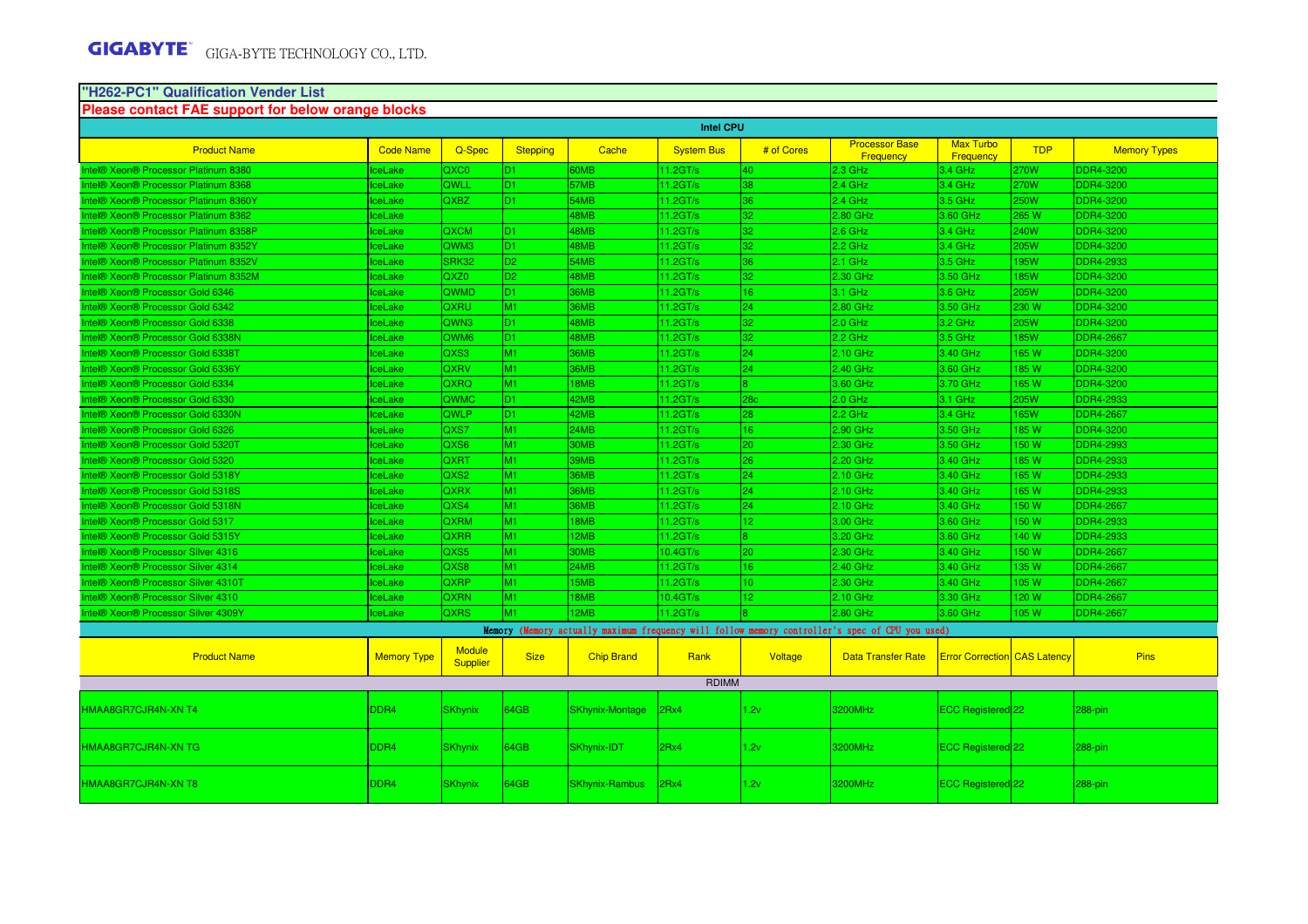**GIGABYTE** GIGA-BYTE TECHNOLOGY CO., LTD.

## "H262-PC1" Qualification Vender List

**Please contact FAE support for below orange blocks**

### Intel CPU

| Product Name | Code Name | Q-Spec | Stepping | Cache | System Bus | # of Cores | Processor Base Frequency | Max Turbo Frequency | TDP | Memory Types |
|---|---|---|---|---|---|---|---|---|---|---|
| Intel® Xeon® Processor Platinum 8380 | IceLake | QXC0 | D1 | 60MB | 11.2GT/s | 40 | 2.3 GHz | 3.4 GHz | 270W | DDR4-3200 |
| Intel® Xeon® Processor Platinum 8368 | IceLake | QWLL | D1 | 57MB | 11.2GT/s | 38 | 2.4 GHz | 3.4 GHz | 270W | DDR4-3200 |
| Intel® Xeon® Processor Platinum 8360Y | IceLake | QXBZ | D1 | 54MB | 11.2GT/s | 36 | 2.4 GHz | 3.5 GHz | 250W | DDR4-3200 |
| Intel® Xeon® Processor Platinum 8362 | IceLake | | | 48MB | 11.2GT/s | 32 | 2.80 GHz | 3.60 GHz | 265 W | DDR4-3200 |
| Intel® Xeon® Processor Platinum 8358P | IceLake | QXCM | D1 | 48MB | 11.2GT/s | 32 | 2.6 GHz | 3.4 GHz | 240W | DDR4-3200 |
| Intel® Xeon® Processor Platinum 8352Y | IceLake | QWM3 | D1 | 48MB | 11.2GT/s | 32 | 2.2 GHz | 3.4 GHz | 205W | DDR4-3200 |
| Intel® Xeon® Processor Platinum 8352V | IceLake | SRK32 | D2 | 54MB | 11.2GT/s | 36 | 2.1 GHz | 3.5 GHz | 195W | DDR4-2933 |
| Intel® Xeon® Processor Platinum 8352M | IceLake | QXZ0 | D2 | 48MB | 11.2GT/s | 32 | 2.30 GHz | 3.50 GHz | 185W | DDR4-3200 |
| Intel® Xeon® Processor Gold 6346 | IceLake | QWMD | D1 | 36MB | 11.2GT/s | 16 | 3.1 GHz | 3.6 GHz | 205W | DDR4-3200 |
| Intel® Xeon® Processor Gold 6342 | IceLake | QXRU | M1 | 36MB | 11.2GT/s | 24 | 2.80 GHz | 3.50 GHz | 230 W | DDR4-3200 |
| Intel® Xeon® Processor Gold 6338 | IceLake | QWN3 | D1 | 48MB | 11.2GT/s | 32 | 2.0 GHz | 3.2 GHz | 205W | DDR4-3200 |
| Intel® Xeon® Processor Gold 6338N | IceLake | QWM6 | D1 | 48MB | 11.2GT/s | 32 | 2.2 GHz | 3.5 GHz | 185W | DDR4-2667 |
| Intel® Xeon® Processor Gold 6338T | IceLake | QXS3 | M1 | 36MB | 11.2GT/s | 24 | 2.10 GHz | 3.40 GHz | 165 W | DDR4-3200 |
| Intel® Xeon® Processor Gold 6336Y | IceLake | QXRV | M1 | 36MB | 11.2GT/s | 24 | 2.40 GHz | 3.60 GHz | 185 W | DDR4-3200 |
| Intel® Xeon® Processor Gold 6334 | IceLake | QXRQ | M1 | 18MB | 11.2GT/s | 8 | 3.60 GHz | 3.70 GHz | 165 W | DDR4-3200 |
| Intel® Xeon® Processor Gold 6330 | IceLake | QWMC | D1 | 42MB | 11.2GT/s | 28c | 2.0 GHz | 3.1 GHz | 205W | DDR4-2933 |
| Intel® Xeon® Processor Gold 6330N | IceLake | QWLP | D1 | 42MB | 11.2GT/s | 28 | 2.2 GHz | 3.4 GHz | 165W | DDR4-2667 |
| Intel® Xeon® Processor Gold 6326 | IceLake | QXS7 | M1 | 24MB | 11.2GT/s | 16 | 2.90 GHz | 3.50 GHz | 185 W | DDR4-3200 |
| Intel® Xeon® Processor Gold 5320T | IceLake | QXS6 | M1 | 30MB | 11.2GT/s | 20 | 2.30 GHz | 3.50 GHz | 150 W | DDR4-2993 |
| Intel® Xeon® Processor Gold 5320 | IceLake | QXRT | M1 | 39MB | 11.2GT/s | 26 | 2.20 GHz | 3.40 GHz | 185 W | DDR4-2933 |
| Intel® Xeon® Processor Gold 5318Y | IceLake | QXS2 | M1 | 36MB | 11.2GT/s | 24 | 2.10 GHz | 3.40 GHz | 165 W | DDR4-2933 |
| Intel® Xeon® Processor Gold 5318S | IceLake | QXRX | M1 | 36MB | 11.2GT/s | 24 | 2.10 GHz | 3.40 GHz | 165 W | DDR4-2933 |
| Intel® Xeon® Processor Gold 5318N | IceLake | QXS4 | M1 | 36MB | 11.2GT/s | 24 | 2.10 GHz | 3.40 GHz | 150 W | DDR4-2667 |
| Intel® Xeon® Processor Gold 5317 | IceLake | QXRM | M1 | 18MB | 11.2GT/s | 12 | 3.00 GHz | 3.60 GHz | 150 W | DDR4-2933 |
| Intel® Xeon® Processor Gold 5315Y | IceLake | QXRR | M1 | 12MB | 11.2GT/s | 8 | 3.20 GHz | 3.60 GHz | 140 W | DDR4-2933 |
| Intel® Xeon® Processor Silver 4316 | IceLake | QXS5 | M1 | 30MB | 10.4GT/s | 20 | 2.30 GHz | 3.40 GHz | 150 W | DDR4-2667 |
| Intel® Xeon® Processor Silver 4314 | IceLake | QXS8 | M1 | 24MB | 11.2GT/s | 16 | 2.40 GHz | 3.40 GHz | 135 W | DDR4-2667 |
| Intel® Xeon® Processor Silver 4310T | IceLake | QXRP | M1 | 15MB | 11.2GT/s | 10 | 2.30 GHz | 3.40 GHz | 105 W | DDR4-2667 |
| Intel® Xeon® Processor Silver 4310 | IceLake | QXRN | M1 | 18MB | 10.4GT/s | 12 | 2.10 GHz | 3.30 GHz | 120 W | DDR4-2667 |
| Intel® Xeon® Processor Silver 4309Y | IceLake | QXRS | M1 | 12MB | 11.2GT/s | 8 | 2.80 GHz | 3.60 GHz | 105 W | DDR4-2667 |

### Memory (Memory actually maximum frequency will follow memory controller's spec of CPU you used)

| Product Name | Memory Type | Module Supplier | Size | Chip Brand | Rank | Voltage | Data Transfer Rate | Error Correction | CAS Latency | Pins |
|---|---|---|---|---|---|---|---|---|---|---|
| **RDIMM** | | | | | | | | | | |
| HMAA8GR7CJR4N-XN T4 | DDR4 | SKhynix | 64GB | SKhynix-Montage | 2Rx4 | 1.2v | 3200MHz | ECC Registered | 22 | 288-pin |
| HMAA8GR7CJR4N-XN TG | DDR4 | SKhynix | 64GB | SKhynix-IDT | 2Rx4 | 1.2v | 3200MHz | ECC Registered | 22 | 288-pin |
| HMAA8GR7CJR4N-XN T8 | DDR4 | SKhynix | 64GB | SKhynix-Rambus | 2Rx4 | 1.2v | 3200MHz | ECC Registered | 22 | 288-pin |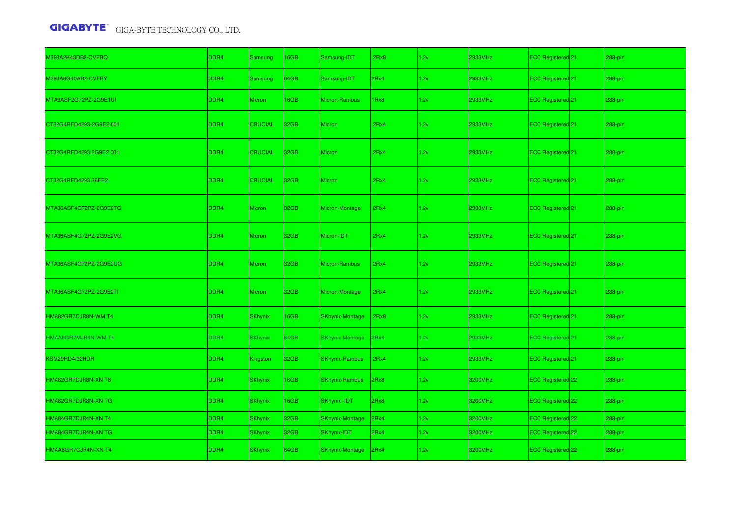| | | | | | | | | | | |
|---|---|---|---|---|---|---|---|---|---|---|
| M393A2K43DB2-CVFBQ | DDR4 | Samsung | 16GB | Samsung-IDT | 2Rx8 | 1.2v | 2933MHz | ECC Registered | 21 | 288-pin |
| M393A8G40AB2-CVFBY | DDR4 | Samsung | 64GB | Samsung-IDT | 2Rx4 | 1.2v | 2933MHz | ECC Registered | 21 | 288-pin |
| MTA9ASF2G72PZ-2G9E1UI | DDR4 | Micron | 16GB | Micron-Rambus | 1Rx8 | 1.2v | 2933MHz | ECC Registered | 21 | 288-pin |
| CT32G4RFD4293-2G9E2.001 | DDR4 | CRUCIAL | 32GB | Micron | 2Rx4 | 1.2v | 2933MHz | ECC Registered | 21 | 288-pin |
| CT32G4RFD4293.2G9E2.001 | DDR4 | CRUCIAL | 32GB | Micron | 2Rx4 | 1.2v | 2933MHz | ECC Registered | 21 | 288-pin |
| CT32G4RFD4293.36FE2 | DDR4 | CRUCIAL | 32GB | Micron | 2Rx4 | 1.2v | 2933MHz | ECC Registered | 21 | 288-pin |
| MTA36ASF4G72PZ-2G9E2TG | DDR4 | Micron | 32GB | Micron-Montage | 2Rx4 | 1.2v | 2933MHz | ECC Registered | 21 | 288-pin |
| MTA36ASF4G72PZ-2G9E2VG | DDR4 | Micron | 32GB | Micron-IDT | 2Rx4 | 1.2v | 2933MHz | ECC Registered | 21 | 288-pin |
| MTA36ASF4G72PZ-2G9E2UG | DDR4 | Micron | 32GB | Micron-Rambus | 2Rx4 | 1.2v | 2933MHz | ECC Registered | 21 | 288-pin |
| MTA36ASF4G72PZ-2G9E2TI | DDR4 | Micron | 32GB | Micron-Montage | 2Rx4 | 1.2v | 2933MHz | ECC Registered | 21 | 288-pin |
| HMA82GR7CJR8N-WM T4 | DDR4 | SKhynix | 16GB | SKhynix-Montage | 2Rx8 | 1.2v | 2933MHz | ECC Registered | 21 | 288-pin |
| HMAA8GR7MJR4N-WM T4 | DDR4 | SKhynix | 64GB | SKhynix-Montage | 2Rx4 | 1.2v | 2933MHz | ECC Registered | 21 | 288-pin |
| KSM29RD4/32HDR | DDR4 | Kingston | 32GB | SKhynix-Rambus | 2Rx4 | 1.2v | 2933MHz | ECC Registered | 21 | 288-pin |
| HMA82GR7DJR8N-XN T8 | DDR4 | SKhynix | 16GB | SKhynix-Rambus | 2Rx8 | 1.2v | 3200MHz | ECC Registered | 22 | 288-pin |
| HMA82GR7DJR8N-XN TG | DDR4 | SKhynix | 16GB | SKhynix -IDT | 2Rx8 | 1.2v | 3200MHz | ECC Registered | 22 | 288-pin |
| HMA84GR7DJR4N-XN T4 | DDR4 | SKhynix | 32GB | SKhynix-Montage | 2Rx4 | 1.2v | 3200MHz | ECC Registered | 22 | 288-pin |
| HMA84GR7DJR4N-XN TG | DDR4 | SKhynix | 32GB | SKhynix-IDT | 2Rx4 | 1.2v | 3200MHz | ECC Registered | 22 | 288-pin |
| HMAA8GR7CJR4N-XN T4 | DDR4 | SKhynix | 64GB | SKhynix-Montage | 2Rx4 | 1.2v | 3200MHz | ECC Registered | 22 | 288-pin |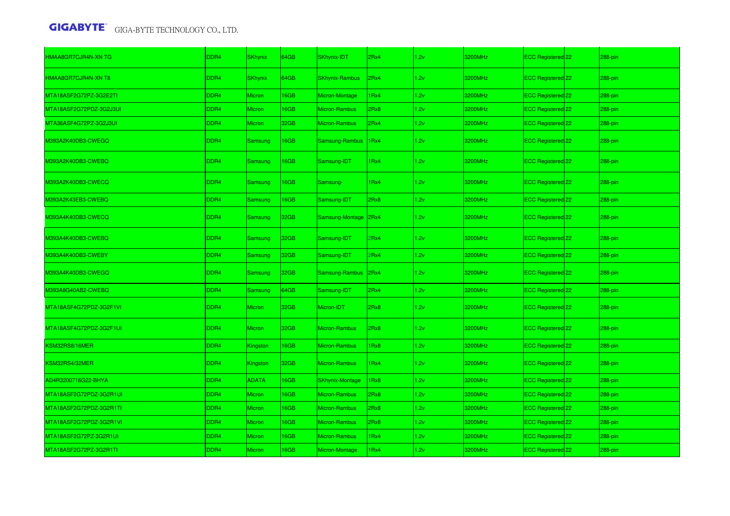| | | | | | | | | | |
|---|---|---|---|---|---|---|---|---|---|
| HMAA8GR7CJR4N-XN TG | DDR4 | SKhynix | 64GB | SKhynix-IDT | 2Rx4 | 1.2v | 3200MHz | ECC Registered 22 | 288-pin |
| HMAA8GR7CJR4N-XN T8 | DDR4 | SKhynix | 64GB | SKhynix-Rambus | 2Rx4 | 1.2v | 3200MHz | ECC Registered 22 | 288-pin |
| MTA18ASF2G72PZ-3G2E2TI | DDR4 | Micron | 16GB | Micron-Montage | 1Rx4 | 1.2v | 3200MHz | ECC Registered 22 | 288-pin |
| MTA18ASF2G72PDZ-3G2J3UI | DDR4 | Micron | 16GB | Micron-Rambus | 2Rx8 | 1.2v | 3200MHz | ECC Registered 22 | 288-pin |
| MTA36ASF4G72PZ-3G2J3UI | DDR4 | Micron | 32GB | Micron-Rambus | 2Rx4 | 1.2v | 3200MHz | ECC Registered 22 | 288-pin |
| M393A2K40DB3-CWEGQ | DDR4 | Samsung | 16GB | Samsung-Rambus | 1Rx4 | 1.2v | 3200MHz | ECC Registered 22 | 288-pin |
| M393A2K40DB3-CWEBQ | DDR4 | Samsung | 16GB | Samsung-IDT | 1Rx4 | 1.2v | 3200MHz | ECC Registered 22 | 288-pin |
| M393A2K40DB3-CWECQ | DDR4 | Samsung | 16GB | Samsung- | 1Rx4 | 1.2v | 3200MHz | ECC Registered 22 | 288-pin |
| M393A2K43EB3-CWEBQ | DDR4 | Samsung | 16GB | Samsung-IDT | 2Rx8 | 1.2v | 3200MHz | ECC Registered 22 | 288-pin |
| M393A4K40DB3-CWECQ | DDR4 | Samsung | 32GB | Samsung-Montage | 2Rx4 | 1.2v | 3200MHz | ECC Registered 22 | 288-pin |
| M393A4K40DB3-CWEBQ | DDR4 | Samsung | 32GB | Samsung-IDT | 2Rx4 | 1.2v | 3200MHz | ECC Registered 22 | 288-pin |
| M393A4K40DB3-CWEBY | DDR4 | Samsung | 32GB | Samsung-IDT | 2Rx4 | 1.2v | 3200MHz | ECC Registered 22 | 288-pin |
| M393A4K40DB3-CWEGQ | DDR4 | Samsung | 32GB | Samsung-Rambus | 2Rx4 | 1.2v | 3200MHz | ECC Registered 22 | 288-pin |
| M393A8G40AB2-CWEBQ | DDR4 | Samsung | 64GB | Samsung-IDT | 2Rx4 | 1.2v | 3200MHz | ECC Registered 22 | 288-pin |
| MTA18ASF4G72PDZ-3G2F1VI | DDR4 | Micron | 32GB | Micron-IDT | 2Rx8 | 1.2v | 3200MHz | ECC Registered 22 | 288-pin |
| MTA18ASF4G72PDZ-3G2F1UI | DDR4 | Micron | 32GB | Micron-Rambus | 2Rx8 | 1.2v | 3200MHz | ECC Registered 22 | 288-pin |
| KSM32RS8/16MER | DDR4 | Kingston | 16GB | Micron-Rambus | 1Rx8 | 1.2v | 3200MHz | ECC Registered 22 | 288-pin |
| KSM32RS4/32MER | DDR4 | Kingston | 32GB | Micron-Rambus | 1Rx4 | 1.2v | 3200MHz | ECC Registered 22 | 288-pin |
| AD4R3200716G22-BHYA | DDR4 | ADATA | 16GB | SKhynix-Montage | 1Rx8 | 1.2v | 3200MHz | ECC Registered 22 | 288-pin |
| MTA18ASF2G72PDZ-3G2R1UI | DDR4 | Micron | 16GB | Micron-Rambus | 2Rx8 | 1.2v | 3200MHz | ECC Registered 22 | 288-pin |
| MTA18ASF2G72PDZ-3G2R1TI | DDR4 | Micron | 16GB | Micron-Rambus | 2Rx8 | 1.2v | 3200MHz | ECC Registered 22 | 288-pin |
| MTA18ASF2G72PDZ-3G2R1VI | DDR4 | Micron | 16GB | Micron-Rambus | 2Rx8 | 1.2v | 3200MHz | ECC Registered 22 | 288-pin |
| MTA18ASF2G72PZ-3G2R1UI | DDR4 | Micron | 16GB | Micron-Rambus | 1Rx4 | 1.2v | 3200MHz | ECC Registered 22 | 288-pin |
| MTA18ASF2G72PZ-3G2R1TI | DDR4 | Micron | 16GB | Micron-Montage | 1Rx4 | 1.2v | 3200MHz | ECC Registered 22 | 288-pin |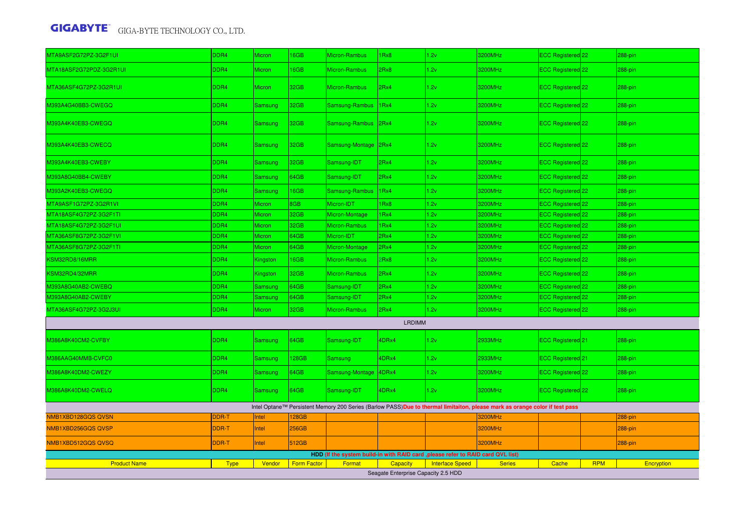| | | | | | | | | | | |
|---|---|---|---|---|---|---|---|---|---|---|
| MTA9ASF2G72PZ-3G2F1UI | DDR4 | Micron | 16GB | Micron-Rambus | 1Rx8 | 1.2v | 3200MHz | ECC Registered | 22 | 288-pin |
| MTA18ASF2G72PDZ-3G2R1UI | DDR4 | Micron | 16GB | Micron-Rambus | 2Rx8 | 1.2v | 3200MHz | ECC Registered | 22 | 288-pin |
| MTA36ASF4G72PZ-3G2R1UI | DDR4 | Micron | 32GB | Micron-Rambus | 2Rx4 | 1.2v | 3200MHz | ECC Registered | 22 | 288-pin |
| M393A4G40BB3-CWEGQ | DDR4 | Samsung | 32GB | Samsung-Rambus | 1Rx4 | 1.2v | 3200MHz | ECC Registered | 22 | 288-pin |
| M393A4K40EB3-CWEGQ | DDR4 | Samsung | 32GB | Samsung-Rambus | 2Rx4 | 1.2v | 3200MHz | ECC Registered | 22 | 288-pin |
| M393A4K40EB3-CWECQ | DDR4 | Samsung | 32GB | Samsung-Montage | 2Rx4 | 1.2v | 3200MHz | ECC Registered | 22 | 288-pin |
| M393A4K40EB3-CWEBY | DDR4 | Samsung | 32GB | Samsung-IDT | 2Rx4 | 1.2v | 3200MHz | ECC Registered | 22 | 288-pin |
| M393A8G40BB4-CWEBY | DDR4 | Samsung | 64GB | Samsung-IDT | 2Rx4 | 1.2v | 3200MHz | ECC Registered | 22 | 288-pin |
| M393A2K40EB3-CWEGQ | DDR4 | Samsung | 16GB | Samsung-Rambus | 1Rx4 | 1.2v | 3200MHz | ECC Registered | 22 | 288-pin |
| MTA9ASF1G72PZ-3G2R1VI | DDR4 | Micron | 8GB | Micron-IDT | 1Rx8 | 1.2v | 3200MHz | ECC Registered | 22 | 288-pin |
| MTA18ASF4G72PZ-3G2F1TI | DDR4 | Micron | 32GB | Micron-Montage | 1Rx4 | 1.2v | 3200MHz | ECC Registered | 22 | 288-pin |
| MTA18ASF4G72PZ-3G2F1UI | DDR4 | Micron | 32GB | Micron-Rambus | 1Rx4 | 1.2v | 3200MHz | ECC Registered | 22 | 288-pin |
| MTA36ASF8G72PZ-3G2F1VI | DDR4 | Micron | 64GB | Micron-IDT | 2Rx4 | 1.2v | 3200MHz | ECC Registered | 22 | 288-pin |
| MTA36ASF8G72PZ-3G2F1TI | DDR4 | Micron | 64GB | Micron-Montage | 2Rx4 | 1.2v | 3200MHz | ECC Registered | 22 | 288-pin |
| KSM32RD8/16MRR | DDR4 | Kingston | 16GB | Micron-Rambus | 2Rx8 | 1.2v | 3200MHz | ECC Registered | 22 | 288-pin |
| KSM32RD4/32MRR | DDR4 | Kingston | 32GB | Micron-Rambus | 2Rx4 | 1.2v | 3200MHz | ECC Registered | 22 | 288-pin |
| M393A8G40AB2-CWEBQ | DDR4 | Samsung | 64GB | Samsung-IDT | 2Rx4 | 1.2v | 3200MHz | ECC Registered | 22 | 288-pin |
| M393A8G40AB2-CWEBY | DDR4 | Samsung | 64GB | Samsung-IDT | 2Rx4 | 1.2v | 3200MHz | ECC Registered | 22 | 288-pin |
| MTA36ASF4G72PZ-3G2J3UI | DDR4 | Micron | 32GB | Micron-Rambus | 2Rx4 | 1.2v | 3200MHz | ECC Registered | 22 | 288-pin |
| LRDIMM | | | | | | | | | | |
| M386A8K40CM2-CVFBY | DDR4 | Samsung | 64GB | Samsung-IDT | 4DRx4 | 1.2v | 2933MHz | ECC Registered | 21 | 288-pin |
| M386AAG40MMB-CVFC0 | DDR4 | Samsung | 128GB | Samsung | 4DRx4 | 1.2v | 2933MHz | ECC Registered | 21 | 288-pin |
| M386A8K40DM2-CWEZY | DDR4 | Samsung | 64GB | Samsung-Montage | 4DRx4 | 1.2v | 3200MHz | ECC Registered | 22 | 288-pin |
| M386A8K40DM2-CWELQ | DDR4 | Samsung | 64GB | Samsung-IDT | 4DRx4 | 1.2v | 3200MHz | ECC Registered | 22 | 288-pin |
| Intel Optane™ Persistent Memory 200 Series (Barlow PASS) **Due to thermal limitaiton, please mark as orange color if test pass** | | | | | | | | | | |
| NMB1XBD128GQS QVSN | DDR-T | Intel | 128GB | | | | 3200MHz | | | 288-pin |
| NMB1XBD256GQS QVSP | DDR-T | Intel | 256GB | | | | 3200MHz | | | 288-pin |
| NMB1XBD512GQS QVSQ | DDR-T | Intel | 512GB | | | | 3200MHz | | | 288-pin |
| **HDD (If the system build-in with RAID card ,please refer to RAID card QVL list)** | | | | | | | | | | |
| Product Name | Type | Vendor | Form Factor | Format | Capacity | Interface Speed | Series | Cache | RPM | Encryption |
| Seagate Enterprise Capacity 2.5 HDD | | | | | | | | | | |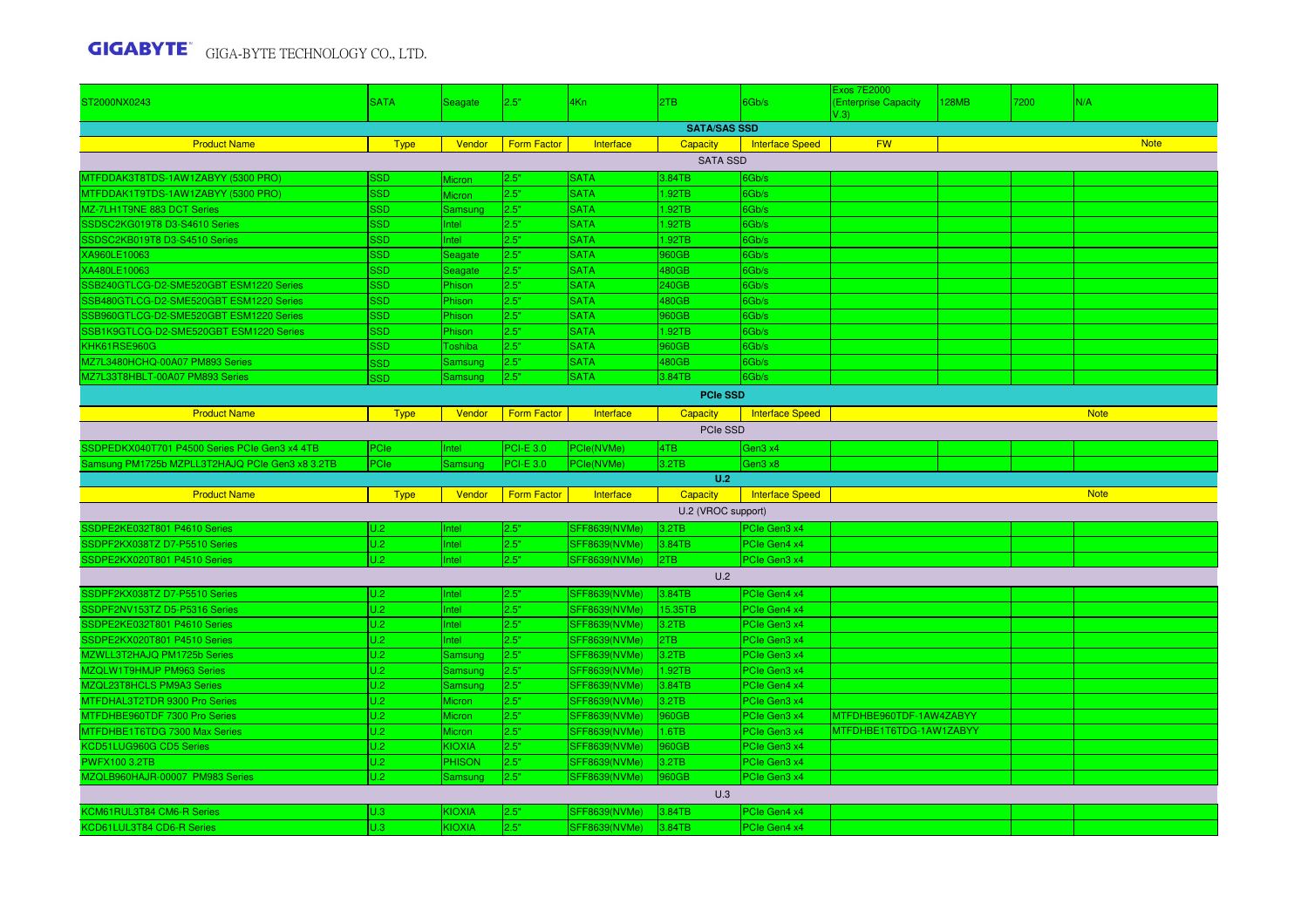| ST2000NX0243 | SATA | Seagate | 2.5" | 4Kn | 2TB | 6Gb/s | Exos 7E2000 (Enterprise Capacity V.3) | 128MB | 7200 | N/A |
|---|---|---|---|---|---|---|---|---|---|---|

**SATA/SAS SSD**

| Product Name | Type | Vendor | Form Factor | Interface | Capacity | Interface Speed | FW | | | Note |
|---|---|---|---|---|---|---|---|---|---|---|
| SATA SSD | | | | | | | | | | |
| MTFDDAK3T8TDS-1AW1ZABYY (5300 PRO) | SSD | Micron | 2.5" | SATA | 3.84TB | 6Gb/s | | | | |
| MTFDDAK1T9TDS-1AW1ZABYY (5300 PRO) | SSD | Micron | 2.5" | SATA | 1.92TB | 6Gb/s | | | | |
| MZ-7LH1T9NE 883 DCT Series | SSD | Samsung | 2.5" | SATA | 1.92TB | 6Gb/s | | | | |
| SSDSC2KG019T8 D3-S4610 Series | SSD | Intel | 2.5" | SATA | 1.92TB | 6Gb/s | | | | |
| SSDSC2KB019T8 D3-S4510 Series | SSD | Intel | 2.5" | SATA | 1.92TB | 6Gb/s | | | | |
| XA960LE10063 | SSD | Seagate | 2.5" | SATA | 960GB | 6Gb/s | | | | |
| XA480LE10063 | SSD | Seagate | 2.5" | SATA | 480GB | 6Gb/s | | | | |
| SSB240GTLCG-D2-SME520GBT ESM1220 Series | SSD | Phison | 2.5" | SATA | 240GB | 6Gb/s | | | | |
| SSB480GTLCG-D2-SME520GBT ESM1220 Series | SSD | Phison | 2.5" | SATA | 480GB | 6Gb/s | | | | |
| SSB960GTLCG-D2-SME520GBT ESM1220 Series | SSD | Phison | 2.5" | SATA | 960GB | 6Gb/s | | | | |
| SSB1K9GTLCG-D2-SME520GBT ESM1220 Series | SSD | Phison | 2.5" | SATA | 1.92TB | 6Gb/s | | | | |
| KHK61RSE960G | SSD | Toshiba | 2.5" | SATA | 960GB | 6Gb/s | | | | |
| MZ7L3480HCHQ-00A07 PM893 Series | SSD | Samsung | 2.5" | SATA | 480GB | 6Gb/s | | | | |
| MZ7L33T8HBLT-00A07 PM893 Series | SSD | Samsung | 2.5" | SATA | 3.84TB | 6Gb/s | | | | |

**PCIe SSD**

| Product Name | Type | Vendor | Form Factor | Interface | Capacity | Interface Speed | Note | | | |
|---|---|---|---|---|---|---|---|---|---|---|
| PCIe SSD | | | | | | | | | | |
| SSDPEDKX040T701 P4500 Series PCIe Gen3 x4 4TB | PCIe | Intel | PCI-E 3.0 | PCIe(NVMe) | 4TB | Gen3 x4 | | | | |
| Samsung PM1725b MZPLL3T2HAJQ PCIe Gen3 x8 3.2TB | PCIe | Samsung | PCI-E 3.0 | PCIe(NVMe) | 3.2TB | Gen3 x8 | | | | |

**U.2**

| Product Name | Type | Vendor | Form Factor | Interface | Capacity | Interface Speed | Note | | | |
|---|---|---|---|---|---|---|---|---|---|---|
| U.2 (VROC support) | | | | | | | | | | |
| SSDPE2KE032T801 P4610 Series | U.2 | Intel | 2.5" | SFF8639(NVMe) | 3.2TB | PCIe Gen3 x4 | | | | |
| SSDPF2KX038TZ D7-P5510 Series | U.2 | Intel | 2.5" | SFF8639(NVMe) | 3.84TB | PCIe Gen4 x4 | | | | |
| SSDPE2KX020T801 P4510 Series | U.2 | Intel | 2.5" | SFF8639(NVMe) | 2TB | PCIe Gen3 x4 | | | | |
| U.2 | | | | | | | | | | |
| SSDPF2KX038TZ D7-P5510 Series | U.2 | Intel | 2.5" | SFF8639(NVMe) | 3.84TB | PCIe Gen4 x4 | | | | |
| SSDPF2NV153TZ D5-P5316 Series | U.2 | Intel | 2.5" | SFF8639(NVMe) | 15.35TB | PCIe Gen4 x4 | | | | |
| SSDPE2KE032T801 P4610 Series | U.2 | Intel | 2.5" | SFF8639(NVMe) | 3.2TB | PCIe Gen3 x4 | | | | |
| SSDPE2KX020T801 P4510 Series | U.2 | Intel | 2.5" | SFF8639(NVMe) | 2TB | PCIe Gen3 x4 | | | | |
| MZWLL3T2HAJQ PM1725b Series | U.2 | Samsung | 2.5" | SFF8639(NVMe) | 3.2TB | PCIe Gen3 x4 | | | | |
| MZQLW1T9HMJP PM963 Series | U.2 | Samsung | 2.5" | SFF8639(NVMe) | 1.92TB | PCIe Gen3 x4 | | | | |
| MZQL23T8HCLS PM9A3 Series | U.2 | Samsung | 2.5" | SFF8639(NVMe) | 3.84TB | PCIe Gen4 x4 | | | | |
| MTFDHAL3T2TDR 9300 Pro Series | U.2 | Micron | 2.5" | SFF8639(NVMe) | 3.2TB | PCIe Gen3 x4 | | | | |
| MTFDHBE960TDF 7300 Pro Series | U.2 | Micron | 2.5" | SFF8639(NVMe) | 960GB | PCIe Gen3 x4 | MTFDHBE960TDF-1AW4ZABYY | | | |
| MTFDHBE1T6TDG 7300 Max Series | U.2 | Micron | 2.5" | SFF8639(NVMe) | 1.6TB | PCIe Gen3 x4 | MTFDHBE1T6TDG-1AW1ZABYY | | | |
| KCD51LUG960G CD5 Series | U.2 | KIOXIA | 2.5" | SFF8639(NVMe) | 960GB | PCIe Gen3 x4 | | | | |
| PWFX100 3.2TB | U.2 | PHISON | 2.5" | SFF8639(NVMe) | 3.2TB | PCIe Gen3 x4 | | | | |
| MZQLB960HAJR-00007 PM983 Series | U.2 | Samsung | 2.5" | SFF8639(NVMe) | 960GB | PCIe Gen3 x4 | | | | |
| U.3 | | | | | | | | | | |
| KCM61RUL3T84 CM6-R Series | U.3 | KIOXIA | 2.5" | SFF8639(NVMe) | 3.84TB | PCIe Gen4 x4 | | | | |
| KCD61LUL3T84 CD6-R Series | U.3 | KIOXIA | 2.5" | SFF8639(NVMe) | 3.84TB | PCIe Gen4 x4 | | | | |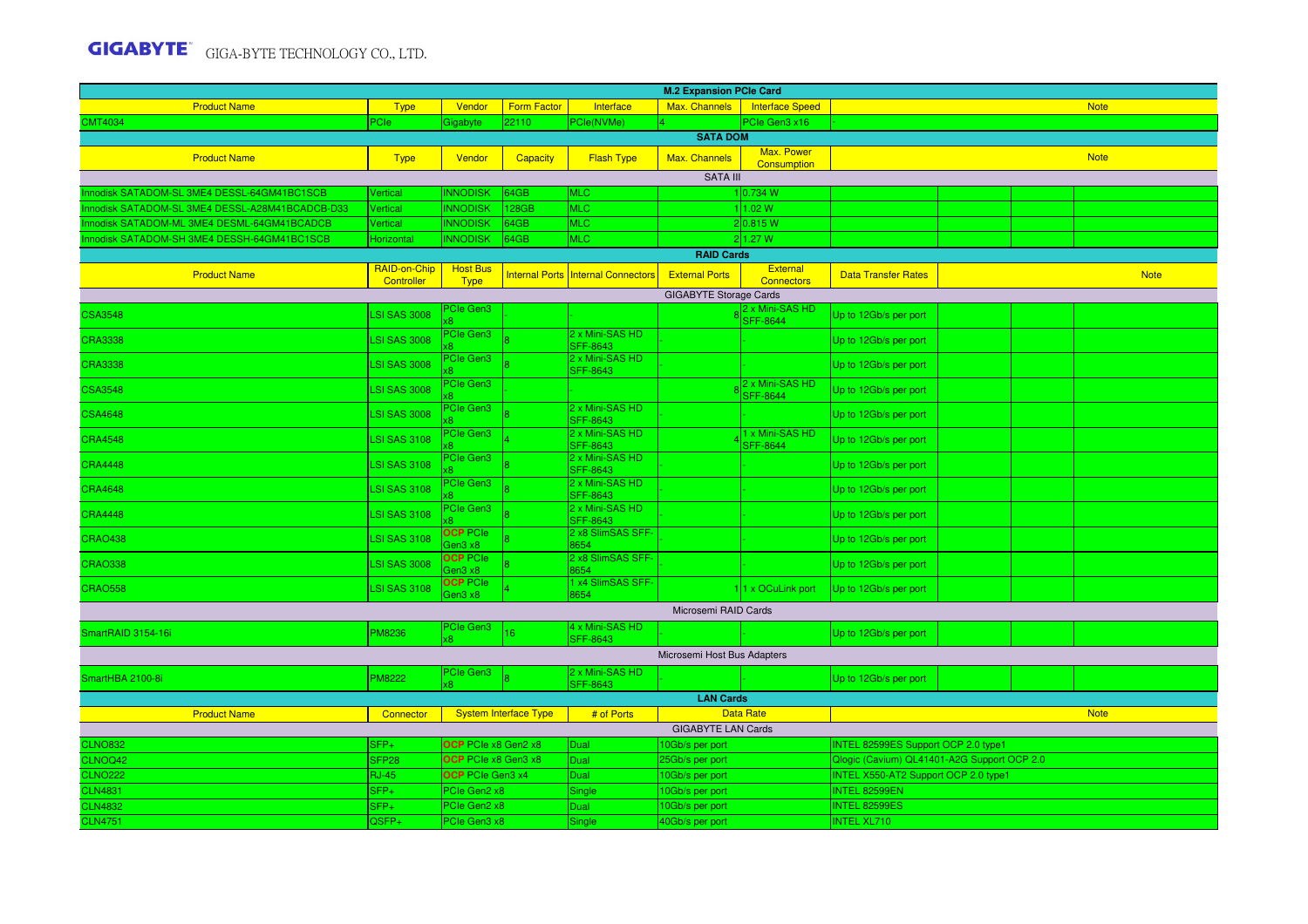## M.2 Expansion PCIe Card

| Product Name | Type | Vendor | Form Factor | Interface | Max. Channels | Interface Speed | Note |
|---|---|---|---|---|---|---|---|
| CMT4034 | PCIe | Gigabyte | 22110 | PCIe(NVMe) | 4 | PCIe Gen3 x16 | - |

## SATA DOM

| Product Name | Type | Vendor | Capacity | Flash Type | Max. Channels | Max. Power Consumption | Note |
|---|---|---|---|---|---|---|---|
| **SATA III** | | | | | | | |
| Innodisk SATADOM-SL 3ME4 DESSL-64GM41BC1SCB | Vertical | INNODISK | 64GB | MLC | 1 | 0.734 W | |
| Innodisk SATADOM-SL 3ME4 DESSL-A28M41BCADCB-D33 | Vertical | INNODISK | 128GB | MLC | 1 | 1.02 W | |
| Innodisk SATADOM-ML 3ME4 DESML-64GM41BCADCB | Vertical | INNODISK | 64GB | MLC | 2 | 0.815 W | |
| Innodisk SATADOM-SH 3ME4 DESSH-64GM41BC1SCB | Horizontal | INNODISK | 64GB | MLC | 2 | 1.27 W | |

## RAID Cards

| Product Name | RAID-on-Chip Controller | Host Bus Type | Internal Ports | Internal Connectors | External Ports | External Connectors | Data Transfer Rates | Note |
|---|---|---|---|---|---|---|---|---|
| **GIGABYTE Storage Cards** | | | | | | | | |
| CSA3548 | LSI SAS 3008 | PCIe Gen3 x8 | - | - | 8 | 2 x Mini-SAS HD SFF-8644 | Up to 12Gb/s per port | |
| CRA3338 | LSI SAS 3008 | PCIe Gen3 x8 | 8 | 2 x Mini-SAS HD SFF-8643 | - | - | Up to 12Gb/s per port | |
| CRA3338 | LSI SAS 3008 | PCIe Gen3 x8 | 8 | 2 x Mini-SAS HD SFF-8643 | - | - | Up to 12Gb/s per port | |
| CSA3548 | LSI SAS 3008 | PCIe Gen3 x8 | - | - | 8 | 2 x Mini-SAS HD SFF-8644 | Up to 12Gb/s per port | |
| CSA4648 | LSI SAS 3008 | PCIe Gen3 x8 | 8 | 2 x Mini-SAS HD SFF-8643 | - | - | Up to 12Gb/s per port | |
| CRA4548 | LSI SAS 3108 | PCIe Gen3 x8 | 4 | 2 x Mini-SAS HD SFF-8643 | 4 | 1 x Mini-SAS HD SFF-8644 | Up to 12Gb/s per port | |
| CRA4448 | LSI SAS 3108 | PCIe Gen3 x8 | 8 | 2 x Mini-SAS HD SFF-8643 | - | - | Up to 12Gb/s per port | |
| CRA4648 | LSI SAS 3108 | PCIe Gen3 x8 | 8 | 2 x Mini-SAS HD SFF-8643 | - | - | Up to 12Gb/s per port | |
| CRA4448 | LSI SAS 3108 | PCIe Gen3 x8 | 8 | 2 x Mini-SAS HD SFF-8643 | - | - | Up to 12Gb/s per port | |
| CRAO438 | LSI SAS 3108 | OCP PCIe Gen3 x8 | 8 | 2 x8 SlimSAS SFF-8654 | - | - | Up to 12Gb/s per port | |
| CRAO338 | LSI SAS 3008 | OCP PCIe Gen3 x8 | 8 | 2 x8 SlimSAS SFF-8654 | - | - | Up to 12Gb/s per port | |
| CRAO558 | LSI SAS 3108 | OCP PCIe Gen3 x8 | 4 | 1 x4 SlimSAS SFF-8654 | 1 | 1 x OCuLink port | Up to 12Gb/s per port | |
| **Microsemi RAID Cards** | | | | | | | | |
| SmartRAID 3154-16i | PM8236 | PCIe Gen3 x8 | 16 | 4 x Mini-SAS HD SFF-8643 | - | - | Up to 12Gb/s per port | |
| **Microsemi Host Bus Adapters** | | | | | | | | |
| SmartHBA 2100-8i | PM8222 | PCIe Gen3 x8 | 8 | 2 x Mini-SAS HD SFF-8643 | - | - | Up to 12Gb/s per port | |

## LAN Cards

| Product Name | Connector | System Interface Type | # of Ports | Data Rate | Note |
|---|---|---|---|---|---|
| **GIGABYTE LAN Cards** | | | | | |
| CLNO832 | SFP+ | OCP PCIe x8 Gen2 x8 | Dual | 10Gb/s per port | INTEL 82599ES Support OCP 2.0 type1 |
| CLNOQ42 | SFP28 | OCP PCIe x8 Gen3 x8 | Dual | 25Gb/s per port | Qlogic (Cavium) QL41401-A2G Support OCP 2.0 |
| CLNO222 | RJ-45 | OCP PCIe Gen3 x4 | Dual | 10Gb/s per port | INTEL X550-AT2 Support OCP 2.0 type1 |
| CLN4831 | SFP+ | PCIe Gen2 x8 | Single | 10Gb/s per port | INTEL 82599EN |
| CLN4832 | SFP+ | PCIe Gen2 x8 | Dual | 10Gb/s per port | INTEL 82599ES |
| CLN4751 | QSFP+ | PCIe Gen3 x8 | Single | 40Gb/s per port | INTEL XL710 |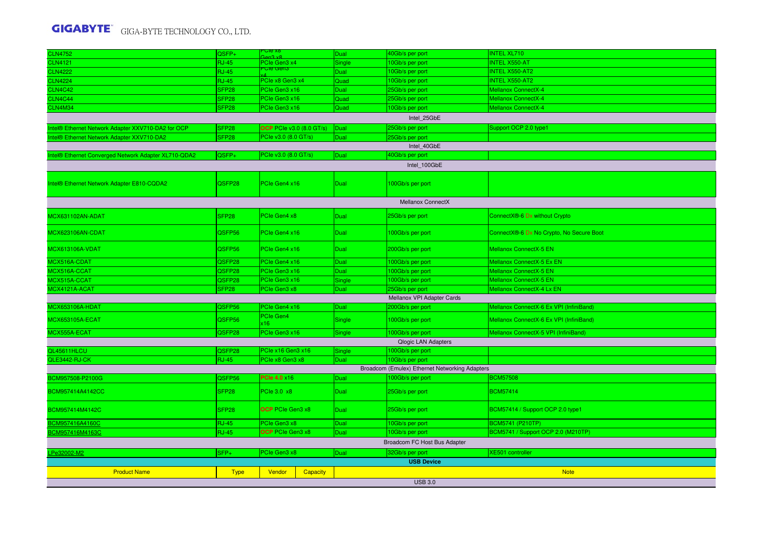| | | | | | |
|---|---|---|---|---|---|
| CLN4752 | QSFP+ | PCIe x8 Gen3 x8 | Dual | 40Gb/s per port | INTEL XL710 |
| CLN4121 | RJ-45 | PCIe Gen3 x4 | Single | 10Gb/s per port | INTEL X550-AT |
| CLN4222 | RJ-45 | PCIe Gen3 x4 | Dual | 10Gb/s per port | INTEL X550-AT2 |
| CLN4224 | RJ-45 | PCIe x8 Gen3 x4 | Quad | 10Gb/s per port | INTEL X550-AT2 |
| CLN4C42 | SFP28 | PCIe Gen3 x16 | Dual | 25Gb/s per port | Mellanox ConnectX-4 |
| CLN4C44 | SFP28 | PCIe Gen3 x16 | Quad | 25Gb/s per port | Mellanox ConnectX-4 |
| CLN4M34 | SFP28 | PCIe Gen3 x16 | Quad | 10Gb/s per port | Mellanox ConnectX-4 |
| Intel_25GbE | | | | | |
| Intel® Ethernet Network Adapter XXV710-DA2 for OCP | SFP28 | OCP PCIe v3.0 (8.0 GT/s) | Dual | 25Gb/s per port | Support OCP 2.0 type1 |
| Intel® Ethernet Network Adapter XXV710-DA2 | SFP28 | PCIe v3.0 (8.0 GT/s) | Dual | 25Gb/s per port | |
| Intel_40GbE | | | | | |
| Intel® Ethernet Converged Network Adapter XL710-QDA2 | QSFP+ | PCIe v3.0 (8.0 GT/s) | Dual | 40Gb/s per port | |
| Intel_100GbE | | | | | |
| Intel® Ethernet Network Adapter E810-CQDA2 | QSFP28 | PCIe Gen4 x16 | Dual | 100Gb/s per port | |
| Mellanox ConnectX | | | | | |
| MCX631102AN-ADAT | SFP28 | PCIe Gen4 x8 | Dual | 25Gb/s per port | ConnectX®-6 Dx without Crypto |
| MCX623106AN-CDAT | QSFP56 | PCIe Gen4 x16 | Dual | 100Gb/s per port | ConnectX®-6 Dx No Crypto, No Secure Boot |
| MCX613106A-VDAT | QSFP56 | PCIe Gen4 x16 | Dual | 200Gb/s per port | Mellanox ConnectX-5 EN |
| MCX516A-CDAT | QSFP28 | PCIe Gen4 x16 | Dual | 100Gb/s per port | Mellanox ConnectX-5 Ex EN |
| MCX516A-CCAT | QSFP28 | PCIe Gen3 x16 | Dual | 100Gb/s per port | Mellanox ConnectX-5 EN |
| MCX515A-CCAT | QSFP28 | PCIe Gen3 x16 | Single | 100Gb/s per port | Mellanox ConnectX-5 EN |
| MCX4121A-ACAT | SFP28 | PCIe Gen3 x8 | Dual | 25Gb/s per port | Mellanox ConnectX-4 Lx EN |
| Mellanox VPI Adapter Cards | | | | | |
| MCX653106A-HDAT | QSFP56 | PCIe Gen4 x16 | Dual | 200Gb/s per port | Mellanox ConnectX-6 Ex VPI (InfiniBand) |
| MCX653105A-ECAT | QSFP56 | PCIe Gen4 x16 | Single | 100Gb/s per port | Mellanox ConnectX-6 Ex VPI (InfiniBand) |
| MCX555A-ECAT | QSFP28 | PCIe Gen3 x16 | Single | 100Gb/s per port | Mellanox ConnectX-5 VPI (InfiniBand) |
| Qlogic LAN Adapters | | | | | |
| QL45611HLCU | QSFP28 | PCIe x16 Gen3 x16 | Single | 100Gb/s per port | |
| QLE3442-RJ-CK | RJ-45 | PCIe x8 Gen3 x8 | Dual | 10Gb/s per port | |
| Broadcom (Emulex) Ethernet Networking Adapters | | | | | |
| BCM957508-P2100G | QSFP56 | PCIe 4.0 x16 | Dual | 100Gb/s per port | BCM57508 |
| BCM957414A4142CC | SFP28 | PCIe 3.0 x8 | Dual | 25Gb/s per port | BCM57414 |
| BCM957414M4142C | SFP28 | OCP PCIe Gen3 x8 | Dual | 25Gb/s per port | BCM57414 / Support OCP 2.0 type1 |
| BCM957416A4160C | RJ-45 | PCIe Gen3 x8 | Dual | 10Gb/s per port | BCM5741 (P210TP) |
| BCM957416M4163C | RJ-45 | OCP PCIe Gen3 x8 | Dual | 10Gb/s per port | BCM5741 / Support OCP 2.0 (M210TP) |
| Broadcom FC Host Bus Adapter | | | | | |
| LPe32002-M2 | SFP+ | PCIe Gen3 x8 | Dual | 32Gb/s per port | XE501 controller |

**USB Device**

| Product Name | Type | Vendor | Capacity | Note |
|---|---|---|---|---|
| USB 3.0 | | | | |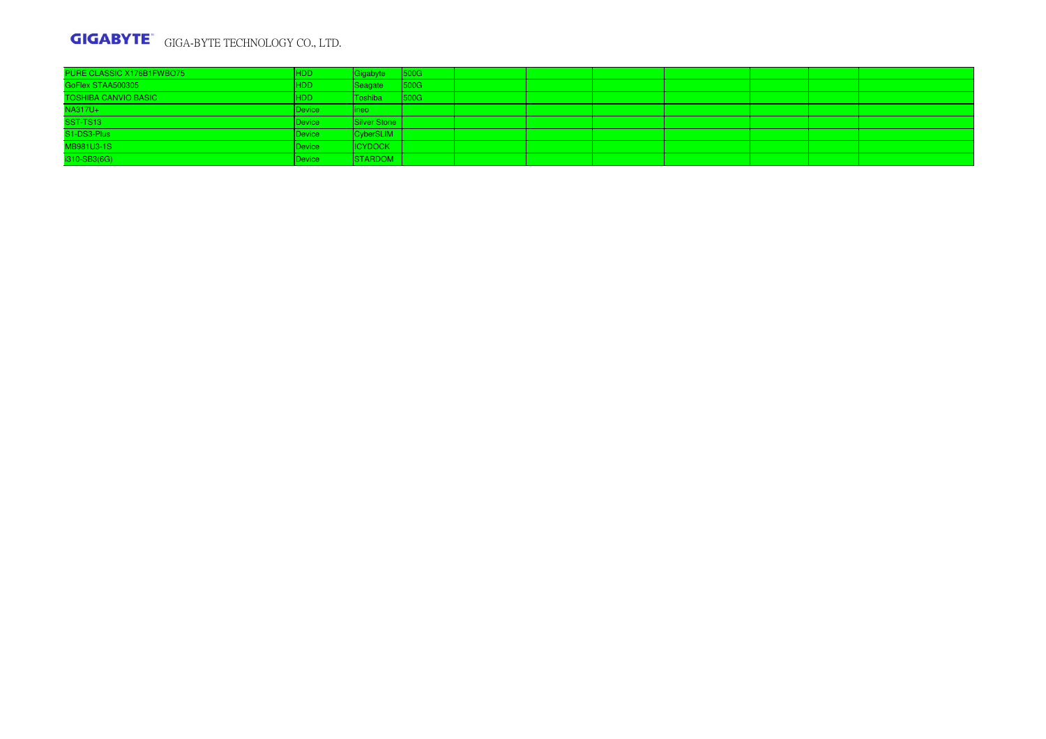| | | | | | | | | | | |
|---|---|---|---|---|---|---|---|---|---|---|
| PURE CLASSIC X176B1FWBO75 | HDD | Gigabyte | 500G | | | | | | | |
| GoFlex STAA500305 | HDD | Seagate | 500G | | | | | | | |
| TOSHIBA CANVIO BASIC | HDD | Toshiba | 500G | | | | | | | |
| NA317U+ | Device | ineo | | | | | | | | |
| SST-TS13 | Device | Silver Stone | | | | | | | | |
| S1-DS3-Plus | Device | CyberSLIM | | | | | | | | |
| MB981U3-1S | Device | ICYDOCK | | | | | | | | |
| i310-SB3(6G) | Device | STARDOM | | | | | | | | |